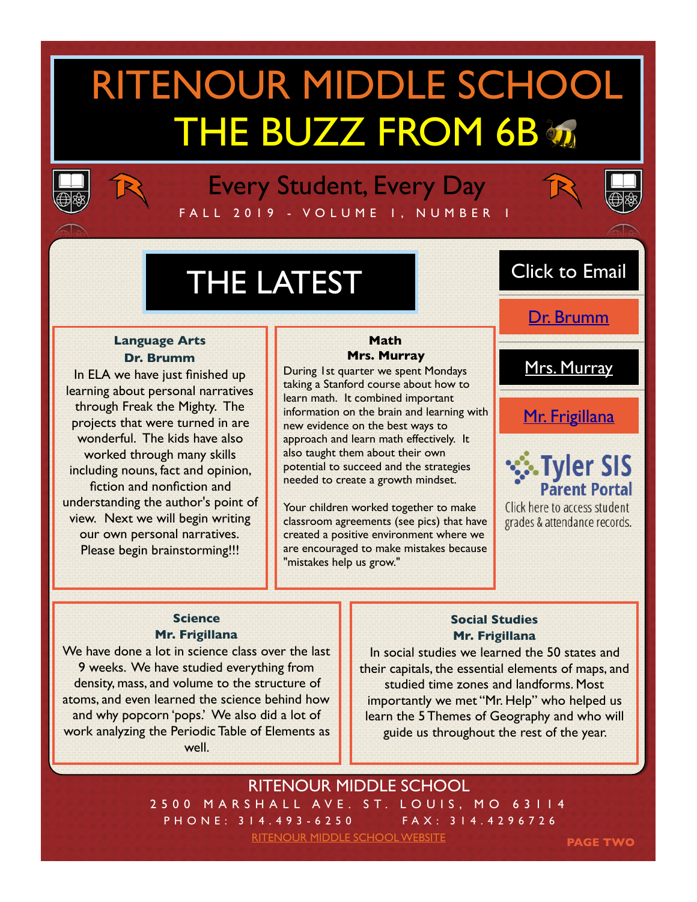# RITENOUR MIDDLE SCHOOL

# THE BUZZ FROM 6B

## Every Student, Every Day

FALL 2019 - VOLUME 1, NUMBER 1

## THE LATEST

### Language Arts
**Dr. Brumm**

In ELA we have just finished up learning about personal narratives through Freak the Mighty. The projects that were turned in are wonderful. The kids have also worked through many skills including nouns, fact and opinion, fiction and nonfiction and understanding the author's point of view. Next we will begin writing our own personal narratives. Please begin brainstorming!!!

### Math
**Mrs. Murray**

During 1st quarter we spent Mondays taking a Stanford course about how to learn math. It combined important information on the brain and learning with new evidence on the best ways to approach and learn math effectively. It also taught them about their own potential to succeed and the strategies needed to create a growth mindset.

Your children worked together to make classroom agreements (see pics) that have created a positive environment where we are encouraged to make mistakes because "mistakes help us grow."

### Click to Email

[Dr. Brumm]

[Mrs. Murray]

[Mr. Frigillana]

**Tyler SIS Parent Portal**

Click here to access student grades & attendance records.

### Science
**Mr. Frigillana**

We have done a lot in science class over the last 9 weeks. We have studied everything from density, mass, and volume to the structure of atoms, and even learned the science behind how and why popcorn 'pops.' We also did a lot of work analyzing the Periodic Table of Elements as well.

### Social Studies
**Mr. Frigillana**

In social studies we learned the 50 states and their capitals, the essential elements of maps, and studied time zones and landforms. Most importantly we met "Mr. Help" who helped us learn the 5 Themes of Geography and who will guide us throughout the rest of the year.

RITENOUR MIDDLE SCHOOL

2500 MARSHALL AVE. ST. LOUIS, MO 63114

PHONE: 314.493-6250 FAX: 314.4296726

[RITENOUR MIDDLE SCHOOL WEBSITE]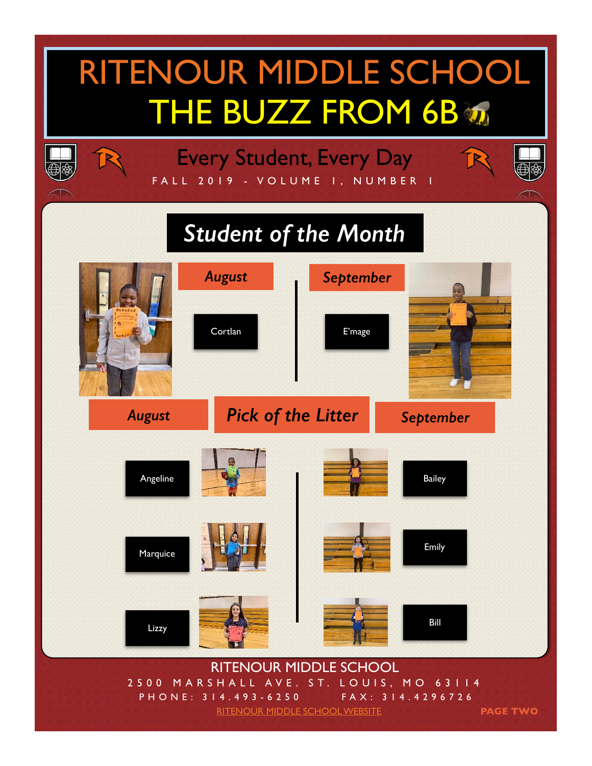# RITENOUR MIDDLE SCHOOL

## THE BUZZ FROM 6B

Every Student, Every Day

FALL 2019 - VOLUME 1, NUMBER 1

## Student of the Month

**August**

Cortlan

**September**

E'mage

## Pick of the Litter

**August**

Angeline

Marquice

Lizzy

**September**

Bailey

Emily

Bill

RITENOUR MIDDLE SCHOOL

2500 MARSHALL AVE. ST. LOUIS, MO 63114

PHONE: 314.493-6250 FAX: 314.4296726

RITENOUR MIDDLE SCHOOL WEBSITE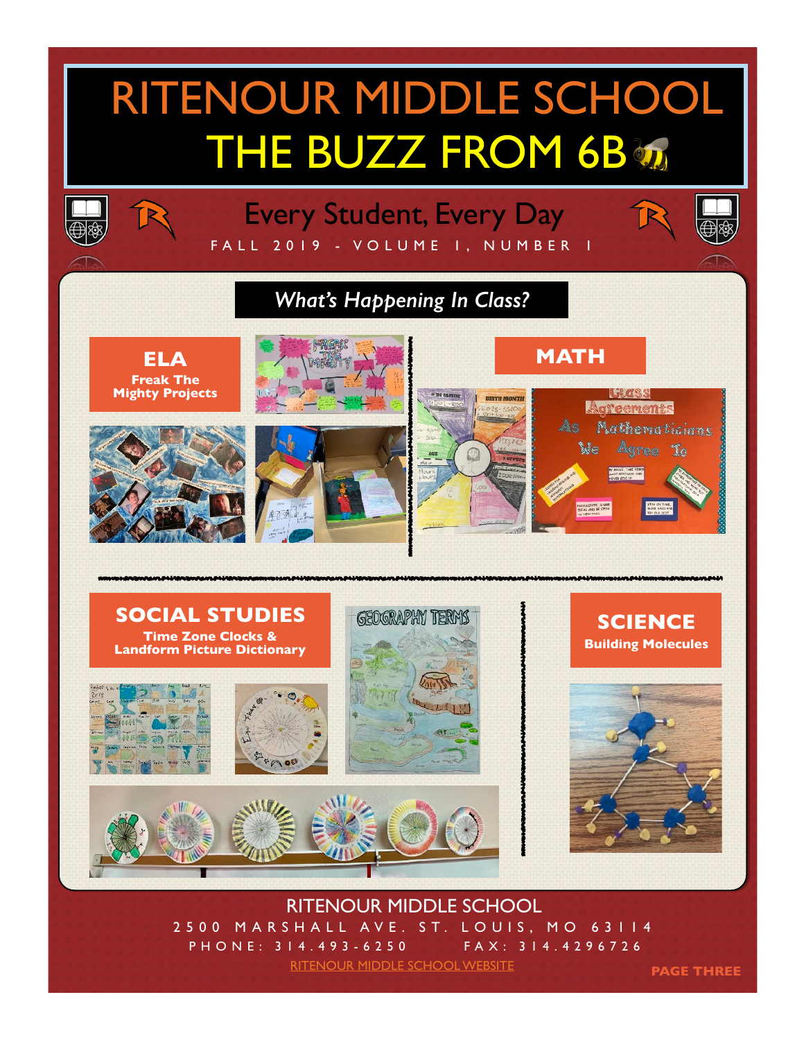# RITENOUR MIDDLE SCHOOL

# THE BUZZ FROM 6B

Every Student, Every Day

FALL 2019 - VOLUME I, NUMBER I

## What's Happening In Class?

### ELA

**Freak The Mighty Projects**

### MATH

### SOCIAL STUDIES

**Time Zone Clocks & Landform Picture Dictionary**

### SCIENCE

**Building Molecules**

RITENOUR MIDDLE SCHOOL

2500 MARSHALL AVE. ST. LOUIS, MO 63114

PHONE: 314-493-6250 FAX: 314.4296726

RITENOUR MIDDLE SCHOOL WEBSITE